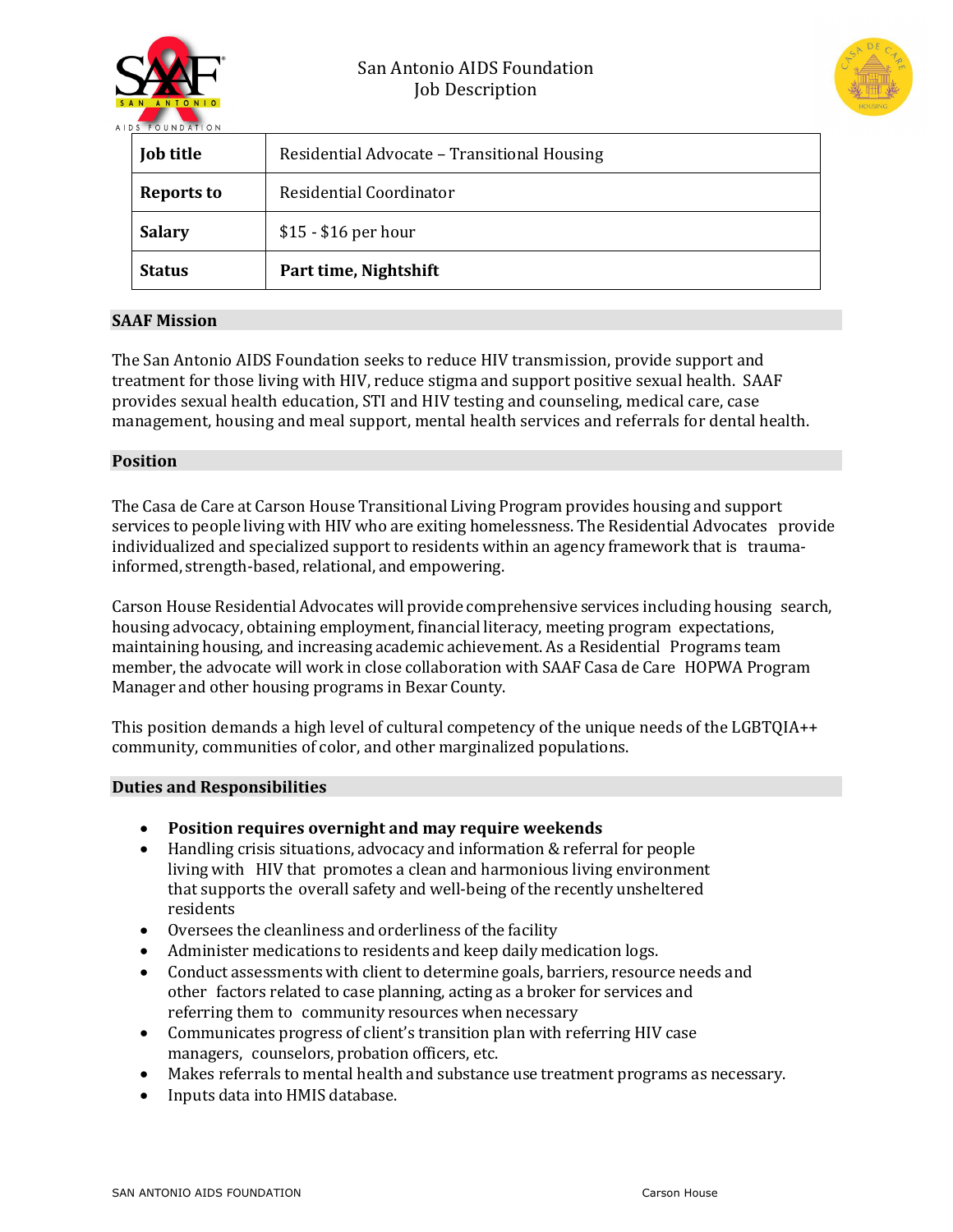# San Antonio AIDS Foundation
## Job Description

| Job title | Residential Advocate – Transitional Housing |
|---|---|
| Reports to | Residential Coordinator |
| Salary | $15 - $16 per hour |
| Status | **Part time, Nightshift** |

## SAAF Mission

The San Antonio AIDS Foundation seeks to reduce HIV transmission, provide support and treatment for those living with HIV, reduce stigma and support positive sexual health. SAAF provides sexual health education, STI and HIV testing and counseling, medical care, case management, housing and meal support, mental health services and referrals for dental health.

## Position

The Casa de Care at Carson House Transitional Living Program provides housing and support services to people living with HIV who are exiting homelessness. The Residential Advocates provide individualized and specialized support to residents within an agency framework that is trauma-informed, strength-based, relational, and empowering.

Carson House Residential Advocates will provide comprehensive services including housing search, housing advocacy, obtaining employment, financial literacy, meeting program expectations, maintaining housing, and increasing academic achievement. As a Residential Programs team member, the advocate will work in close collaboration with SAAF Casa de Care HOPWA Program Manager and other housing programs in Bexar County.

This position demands a high level of cultural competency of the unique needs of the LGBTQIA++ community, communities of color, and other marginalized populations.

## Duties and Responsibilities

- **Position requires overnight and may require weekends**
- Handling crisis situations, advocacy and information & referral for people living with HIV that promotes a clean and harmonious living environment that supports the overall safety and well-being of the recently unsheltered residents
- Oversees the cleanliness and orderliness of the facility
- Administer medications to residents and keep daily medication logs.
- Conduct assessments with client to determine goals, barriers, resource needs and other factors related to case planning, acting as a broker for services and referring them to community resources when necessary
- Communicates progress of client's transition plan with referring HIV case managers, counselors, probation officers, etc.
- Makes referrals to mental health and substance use treatment programs as necessary.
- Inputs data into HMIS database.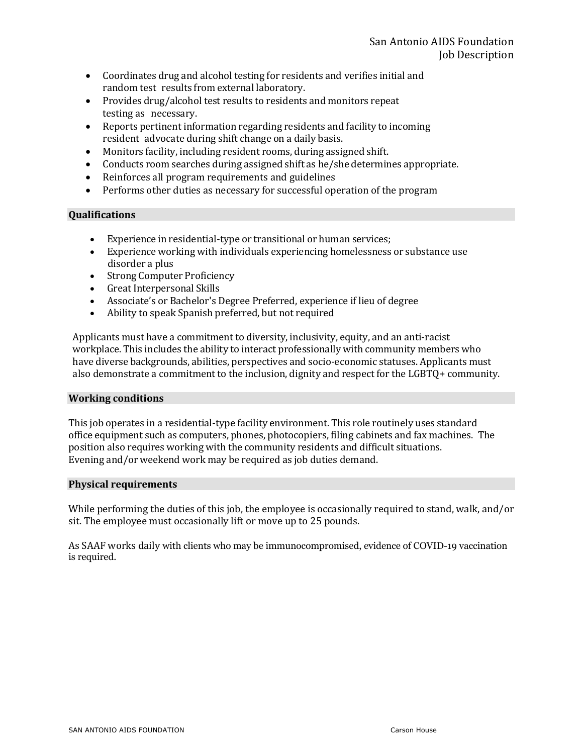- Coordinates drug and alcohol testing for residents and verifies initial and random test results from external laboratory.
- Provides drug/alcohol test results to residents and monitors repeat testing as necessary.
- Reports pertinent information regarding residents and facility to incoming resident advocate during shift change on a daily basis.
- Monitors facility, including resident rooms, during assigned shift.
- Conducts room searches during assigned shift as he/she determines appropriate.
- Reinforces all program requirements and guidelines
- Performs other duties as necessary for successful operation of the program

## Qualifications

- Experience in residential-type or transitional or human services;
- Experience working with individuals experiencing homelessness or substance use disorder a plus
- Strong Computer Proficiency
- Great Interpersonal Skills
- Associate's or Bachelor's Degree Preferred, experience if lieu of degree
- Ability to speak Spanish preferred, but not required

Applicants must have a commitment to diversity, inclusivity, equity, and an anti-racist workplace. This includes the ability to interact professionally with community members who have diverse backgrounds, abilities, perspectives and socio-economic statuses. Applicants must also demonstrate a commitment to the inclusion, dignity and respect for the LGBTQ+ community.

## Working conditions

This job operates in a residential-type facility environment. This role routinely uses standard office equipment such as computers, phones, photocopiers, filing cabinets and fax machines. The position also requires working with the community residents and difficult situations. Evening and/or weekend work may be required as job duties demand.

## Physical requirements

While performing the duties of this job, the employee is occasionally required to stand, walk, and/or sit. The employee must occasionally lift or move up to 25 pounds.

As SAAF works daily with clients who may be immunocompromised, evidence of COVID-19 vaccination is required.